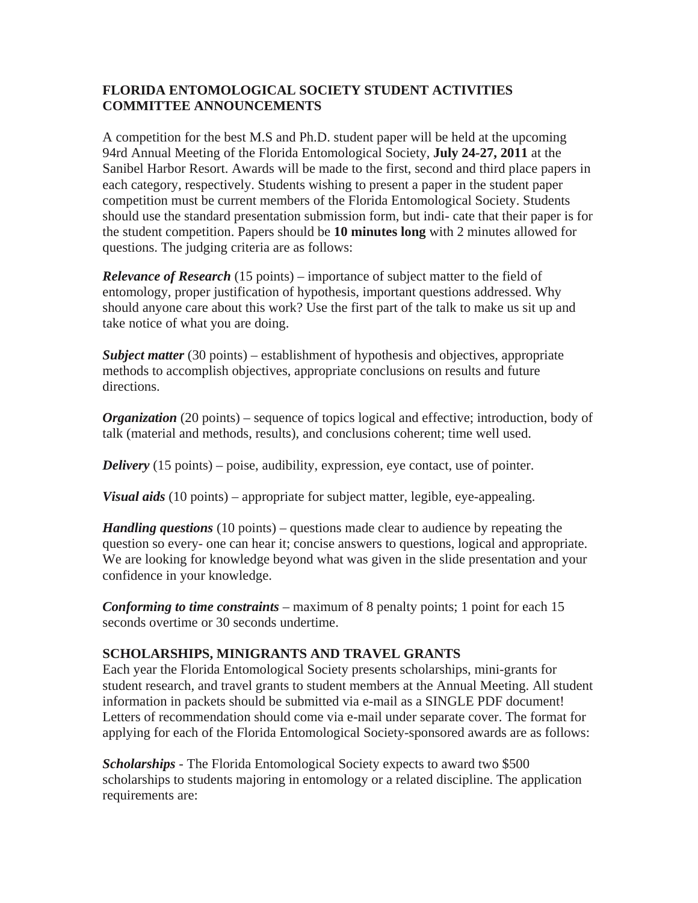## FLORIDA ENTOMOLOGICAL SOCIETY STUDENT ACTIVITIES COMMITTEE ANNOUNCEMENTS

A competition for the best M.S and Ph.D. student paper will be held at the upcoming 94rd Annual Meeting of the Florida Entomological Society, **July 24-27, 2011** at the Sanibel Harbor Resort. Awards will be made to the first, second and third place papers in each category, respectively. Students wishing to present a paper in the student paper competition must be current members of the Florida Entomological Society. Students should use the standard presentation submission form, but indi- cate that their paper is for the student competition. Papers should be **10 minutes long** with 2 minutes allowed for questions. The judging criteria are as follows:

***Relevance of Research*** (15 points) – importance of subject matter to the field of entomology, proper justification of hypothesis, important questions addressed. Why should anyone care about this work? Use the first part of the talk to make us sit up and take notice of what you are doing.

***Subject matter*** (30 points) – establishment of hypothesis and objectives, appropriate methods to accomplish objectives, appropriate conclusions on results and future directions.

***Organization*** (20 points) – sequence of topics logical and effective; introduction, body of talk (material and methods, results), and conclusions coherent; time well used.

***Delivery*** (15 points) – poise, audibility, expression, eye contact, use of pointer.

***Visual aids*** (10 points) – appropriate for subject matter, legible, eye-appealing.

***Handling questions*** (10 points) – questions made clear to audience by repeating the question so every- one can hear it; concise answers to questions, logical and appropriate. We are looking for knowledge beyond what was given in the slide presentation and your confidence in your knowledge.

***Conforming to time constraints*** – maximum of 8 penalty points; 1 point for each 15 seconds overtime or 30 seconds undertime.

### SCHOLARSHIPS, MINIGRANTS AND TRAVEL GRANTS

Each year the Florida Entomological Society presents scholarships, mini-grants for student research, and travel grants to student members at the Annual Meeting. All student information in packets should be submitted via e-mail as a SINGLE PDF document! Letters of recommendation should come via e-mail under separate cover. The format for applying for each of the Florida Entomological Society-sponsored awards are as follows:

***Scholarships*** - The Florida Entomological Society expects to award two $500 scholarships to students majoring in entomology or a related discipline. The application requirements are: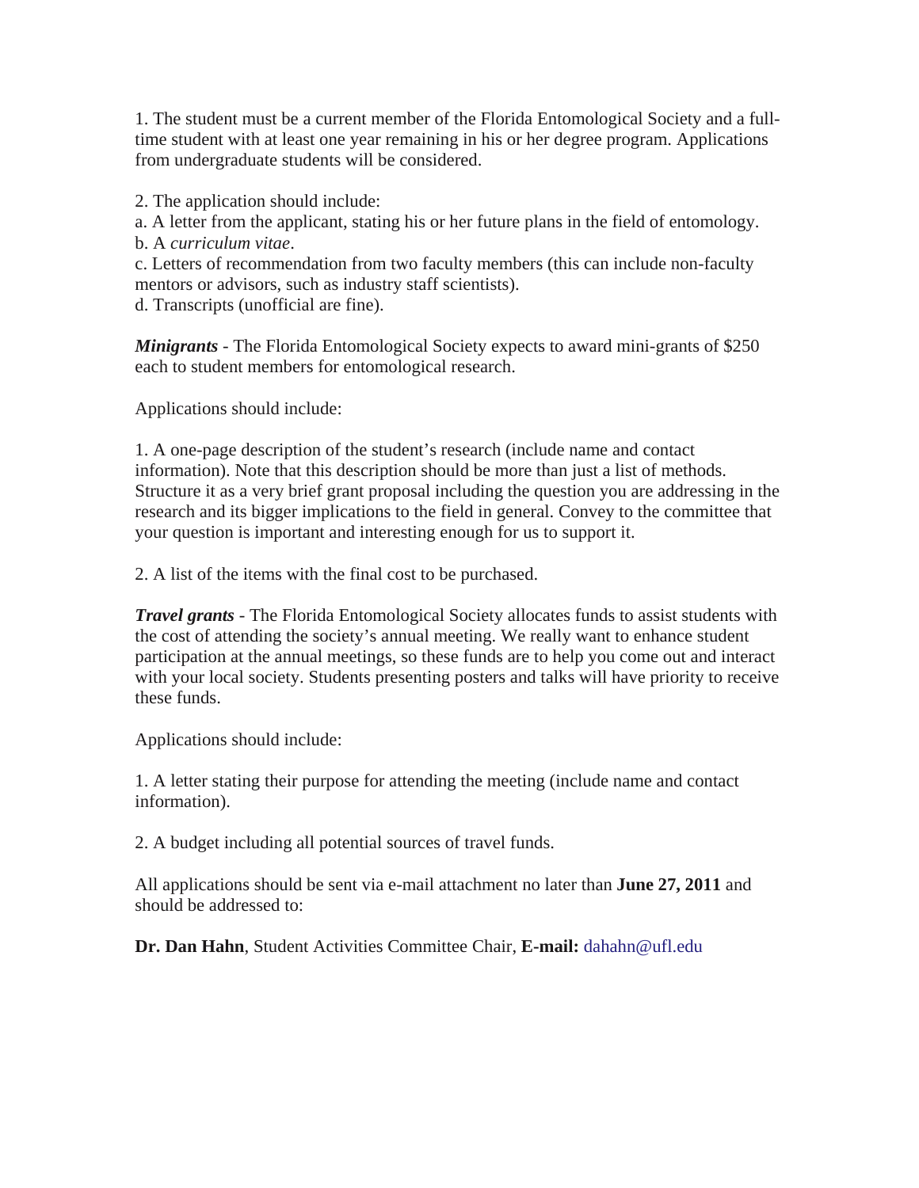1. The student must be a current member of the Florida Entomological Society and a full-time student with at least one year remaining in his or her degree program. Applications from undergraduate students will be considered.

2. The application should include:
a. A letter from the applicant, stating his or her future plans in the field of entomology.
b. A *curriculum vitae*.
c. Letters of recommendation from two faculty members (this can include non-faculty mentors or advisors, such as industry staff scientists).
d. Transcripts (unofficial are fine).

***Minigrants*** - The Florida Entomological Society expects to award mini-grants of $250 each to student members for entomological research.

Applications should include:

1. A one-page description of the student's research (include name and contact information). Note that this description should be more than just a list of methods. Structure it as a very brief grant proposal including the question you are addressing in the research and its bigger implications to the field in general. Convey to the committee that your question is important and interesting enough for us to support it.

2. A list of the items with the final cost to be purchased.

***Travel grants*** - The Florida Entomological Society allocates funds to assist students with the cost of attending the society's annual meeting. We really want to enhance student participation at the annual meetings, so these funds are to help you come out and interact with your local society. Students presenting posters and talks will have priority to receive these funds.

Applications should include:

1. A letter stating their purpose for attending the meeting (include name and contact information).

2. A budget including all potential sources of travel funds.

All applications should be sent via e-mail attachment no later than **June 27, 2011** and should be addressed to:

**Dr. Dan Hahn**, Student Activities Committee Chair, **E-mail:** dahahn@ufl.edu